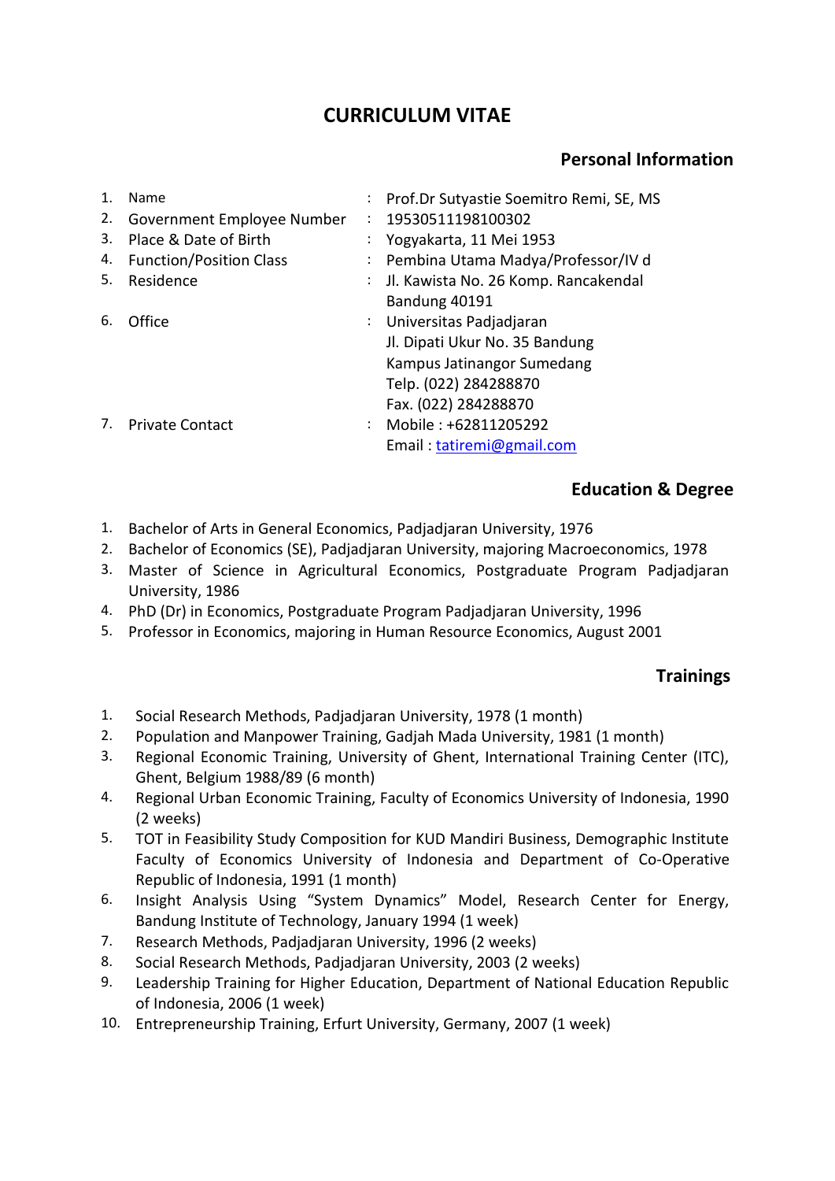# CURRICULUM VITAE

## Personal Information

| | | | |
|---|---|---|---|
| 1. | Name | : | Prof.Dr Sutyastie Soemitro Remi, SE, MS |
| 2. | Government Employee Number | : | 19530511198100302 |
| 3. | Place & Date of Birth | : | Yogyakarta, 11 Mei 1953 |
| 4. | Function/Position Class | : | Pembina Utama Madya/Professor/IV d |
| 5. | Residence | : | Jl. Kawista No. 26 Komp. Rancakendal Bandung 40191 |
| 6. | Office | : | Universitas Padjadjaran<br>Jl. Dipati Ukur No. 35 Bandung<br>Kampus Jatinangor Sumedang<br>Telp. (022) 284288870<br>Fax. (022) 284288870 |
| 7. | Private Contact | : | Mobile : +62811205292<br>Email : tatiremi@gmail.com |

## Education & Degree

1. Bachelor of Arts in General Economics, Padjadjaran University, 1976
2. Bachelor of Economics (SE), Padjadjaran University, majoring Macroeconomics, 1978
3. Master of Science in Agricultural Economics, Postgraduate Program Padjadjaran University, 1986
4. PhD (Dr) in Economics, Postgraduate Program Padjadjaran University, 1996
5. Professor in Economics, majoring in Human Resource Economics, August 2001

## Trainings

1. Social Research Methods, Padjadjaran University, 1978 (1 month)
2. Population and Manpower Training, Gadjah Mada University, 1981 (1 month)
3. Regional Economic Training, University of Ghent, International Training Center (ITC), Ghent, Belgium 1988/89 (6 month)
4. Regional Urban Economic Training, Faculty of Economics University of Indonesia, 1990 (2 weeks)
5. TOT in Feasibility Study Composition for KUD Mandiri Business, Demographic Institute Faculty of Economics University of Indonesia and Department of Co-Operative Republic of Indonesia, 1991 (1 month)
6. Insight Analysis Using "System Dynamics" Model, Research Center for Energy, Bandung Institute of Technology, January 1994 (1 week)
7. Research Methods, Padjadjaran University, 1996 (2 weeks)
8. Social Research Methods, Padjadjaran University, 2003 (2 weeks)
9. Leadership Training for Higher Education, Department of National Education Republic of Indonesia, 2006 (1 week)
10. Entrepreneurship Training, Erfurt University, Germany, 2007 (1 week)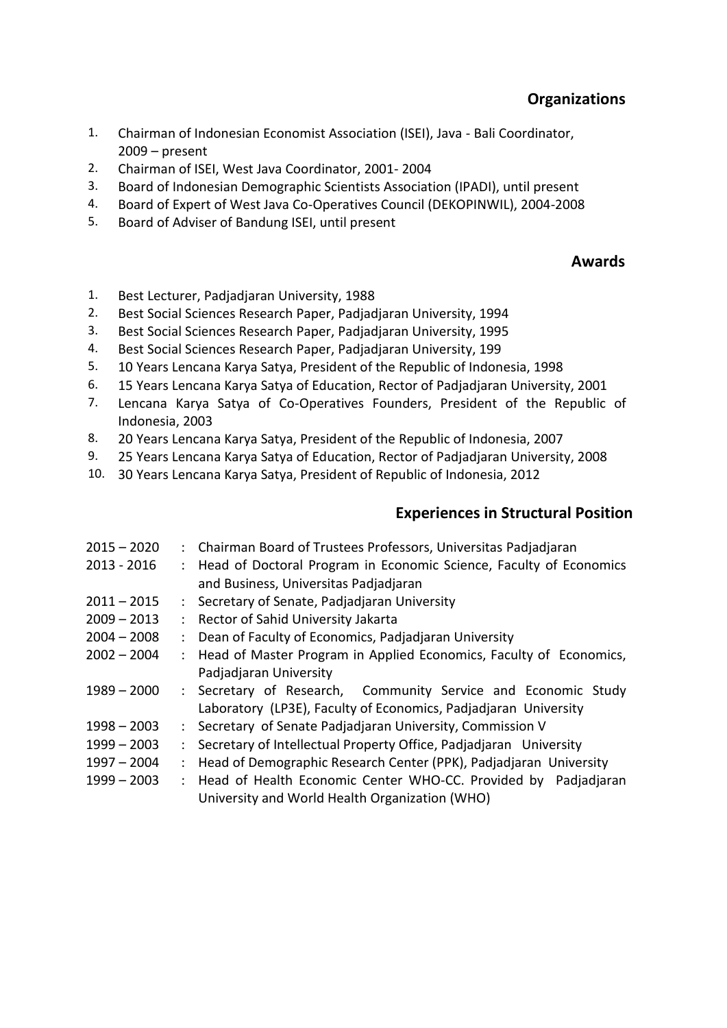## Organizations

1. Chairman of Indonesian Economist Association (ISEI), Java - Bali Coordinator, 2009 – present
2. Chairman of ISEI, West Java Coordinator, 2001- 2004
3. Board of Indonesian Demographic Scientists Association (IPADI), until present
4. Board of Expert of West Java Co-Operatives Council (DEKOPINWIL), 2004-2008
5. Board of Adviser of Bandung ISEI, until present

## Awards

1. Best Lecturer, Padjadjaran University, 1988
2. Best Social Sciences Research Paper, Padjadjaran University, 1994
3. Best Social Sciences Research Paper, Padjadjaran University, 1995
4. Best Social Sciences Research Paper, Padjadjaran University, 199
5. 10 Years Lencana Karya Satya, President of the Republic of Indonesia, 1998
6. 15 Years Lencana Karya Satya of Education, Rector of Padjadjaran University, 2001
7. Lencana Karya Satya of Co-Operatives Founders, President of the Republic of Indonesia, 2003
8. 20 Years Lencana Karya Satya, President of the Republic of Indonesia, 2007
9. 25 Years Lencana Karya Satya of Education, Rector of Padjadjaran University, 2008
10. 30 Years Lencana Karya Satya, President of Republic of Indonesia, 2012

## Experiences in Structural Position

| | |
|---|---|
| 2015 – 2020 | : Chairman Board of Trustees Professors, Universitas Padjadjaran |
| 2013 - 2016 | : Head of Doctoral Program in Economic Science, Faculty of Economics and Business, Universitas Padjadjaran |
| 2011 – 2015 | : Secretary of Senate, Padjadjaran University |
| 2009 – 2013 | : Rector of Sahid University Jakarta |
| 2004 – 2008 | : Dean of Faculty of Economics, Padjadjaran University |
| 2002 – 2004 | : Head of Master Program in Applied Economics, Faculty of Economics, Padjadjaran University |
| 1989 – 2000 | : Secretary of Research, Community Service and Economic Study Laboratory (LP3E), Faculty of Economics, Padjadjaran University |
| 1998 – 2003 | : Secretary of Senate Padjadjaran University, Commission V |
| 1999 – 2003 | : Secretary of Intellectual Property Office, Padjadjaran University |
| 1997 – 2004 | : Head of Demographic Research Center (PPK), Padjadjaran University |
| 1999 – 2003 | : Head of Health Economic Center WHO-CC. Provided by Padjadjaran University and World Health Organization (WHO) |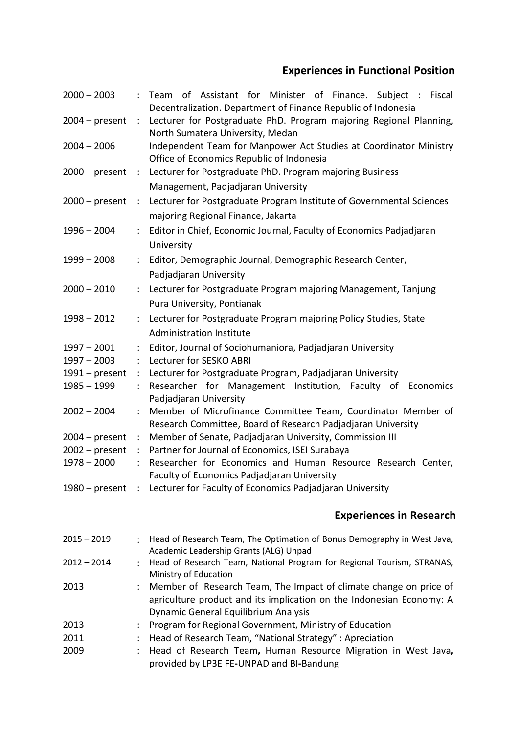## Experiences in Functional Position

| | | |
|---|---|---|
| 2000 – 2003 | : | Team of Assistant for Minister of Finance. Subject : Fiscal Decentralization. Department of Finance Republic of Indonesia |
| 2004 – present | : | Lecturer for Postgraduate PhD. Program majoring Regional Planning, North Sumatera University, Medan |
| 2004 – 2006 | | Independent Team for Manpower Act Studies at Coordinator Ministry Office of Economics Republic of Indonesia |
| 2000 – present | : | Lecturer for Postgraduate PhD. Program majoring Business Management, Padjadjaran University |
| 2000 – present | : | Lecturer for Postgraduate Program Institute of Governmental Sciences majoring Regional Finance, Jakarta |
| 1996 – 2004 | : | Editor in Chief, Economic Journal, Faculty of Economics Padjadjaran University |
| 1999 – 2008 | : | Editor, Demographic Journal, Demographic Research Center, Padjadjaran University |
| 2000 – 2010 | : | Lecturer for Postgraduate Program majoring Management, Tanjung Pura University, Pontianak |
| 1998 – 2012 | : | Lecturer for Postgraduate Program majoring Policy Studies, State Administration Institute |
| 1997 – 2001 | : | Editor, Journal of Sociohumaniora, Padjadjaran University |
| 1997 – 2003 | : | Lecturer for SESKO ABRI |
| 1991 – present | : | Lecturer for Postgraduate Program, Padjadjaran University |
| 1985 – 1999 | : | Researcher for Management Institution, Faculty of Economics Padjadjaran University |
| 2002 – 2004 | : | Member of Microfinance Committee Team, Coordinator Member of Research Committee, Board of Research Padjadjaran University |
| 2004 – present | : | Member of Senate, Padjadjaran University, Commission III |
| 2002 – present | : | Partner for Journal of Economics, ISEI Surabaya |
| 1978 – 2000 | : | Researcher for Economics and Human Resource Research Center, Faculty of Economics Padjadjaran University |
| 1980 – present | : | Lecturer for Faculty of Economics Padjadjaran University |

## Experiences in Research

| | | |
|---|---|---|
| 2015 – 2019 | : | Head of Research Team, The Optimation of Bonus Demography in West Java, Academic Leadership Grants (ALG) Unpad |
| 2012 – 2014 | : | Head of Research Team, National Program for Regional Tourism, STRANAS, Ministry of Education |
| 2013 | : | Member of Research Team, The Impact of climate change on price of agriculture product and its implication on the Indonesian Economy: A Dynamic General Equilibrium Analysis |
| 2013 | : | Program for Regional Government, Ministry of Education |
| 2011 | : | Head of Research Team, "National Strategy" : Apreciation |
| 2009 | : | Head of Research Team**,** Human Resource Migration in West Java**,** provided by LP3E FE**-**UNPAD and BI**-**Bandung |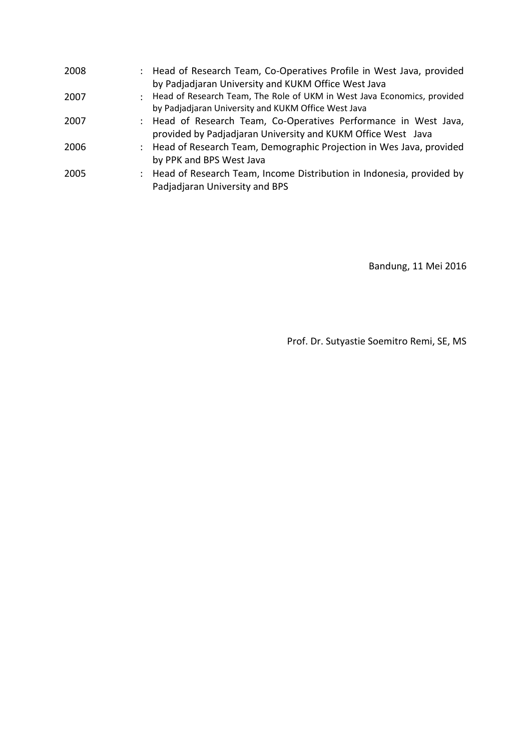| | | |
|---|---|---|
| 2008 | : | Head of Research Team, Co-Operatives Profile in West Java, provided by Padjadjaran University and KUKM Office West Java |
| 2007 | : | Head of Research Team, The Role of UKM in West Java Economics, provided by Padjadjaran University and KUKM Office West Java |
| 2007 | : | Head of Research Team, Co-Operatives Performance in West Java, provided by Padjadjaran University and KUKM Office West Java |
| 2006 | : | Head of Research Team, Demographic Projection in Wes Java, provided by PPK and BPS West Java |
| 2005 | : | Head of Research Team, Income Distribution in Indonesia, provided by Padjadjaran University and BPS |

Bandung, 11 Mei 2016

Prof. Dr. Sutyastie Soemitro Remi, SE, MS